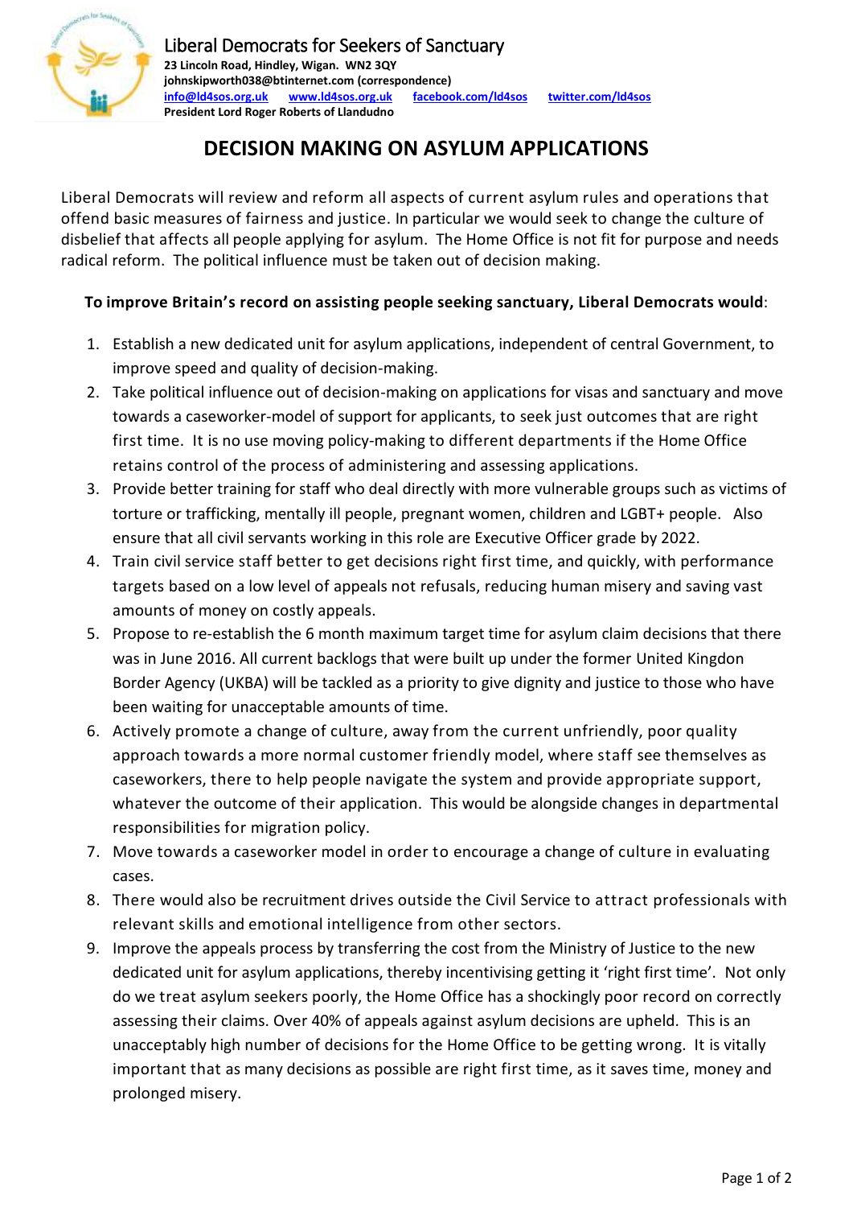Liberal Democrats for Seekers of Sanctuary
**23 Lincoln Road, Hindley, Wigan. WN2 3QY**
**johnskipworth038@btinternet.com (correspondence)**
**info@ld4sos.org.uk www.ld4sos.org.uk facebook.com/ld4sos twitter.com/ld4sos**
**President Lord Roger Roberts of Llandudno**

# DECISION MAKING ON ASYLUM APPLICATIONS

Liberal Democrats will review and reform all aspects of current asylum rules and operations that offend basic measures of fairness and justice. In particular we would seek to change the culture of disbelief that affects all people applying for asylum. The Home Office is not fit for purpose and needs radical reform. The political influence must be taken out of decision making.

**To improve Britain's record on assisting people seeking sanctuary, Liberal Democrats would**:

1. Establish a new dedicated unit for asylum applications, independent of central Government, to improve speed and quality of decision-making.
2. Take political influence out of decision-making on applications for visas and sanctuary and move towards a caseworker-model of support for applicants, to seek just outcomes that are right first time. It is no use moving policy-making to different departments if the Home Office retains control of the process of administering and assessing applications.
3. Provide better training for staff who deal directly with more vulnerable groups such as victims of torture or trafficking, mentally ill people, pregnant women, children and LGBT+ people. Also ensure that all civil servants working in this role are Executive Officer grade by 2022.
4. Train civil service staff better to get decisions right first time, and quickly, with performance targets based on a low level of appeals not refusals, reducing human misery and saving vast amounts of money on costly appeals.
5. Propose to re-establish the 6 month maximum target time for asylum claim decisions that there was in June 2016. All current backlogs that were built up under the former United Kingdon Border Agency (UKBA) will be tackled as a priority to give dignity and justice to those who have been waiting for unacceptable amounts of time.
6. Actively promote a change of culture, away from the current unfriendly, poor quality approach towards a more normal customer friendly model, where staff see themselves as caseworkers, there to help people navigate the system and provide appropriate support, whatever the outcome of their application. This would be alongside changes in departmental responsibilities for migration policy.
7. Move towards a caseworker model in order to encourage a change of culture in evaluating cases.
8. There would also be recruitment drives outside the Civil Service to attract professionals with relevant skills and emotional intelligence from other sectors.
9. Improve the appeals process by transferring the cost from the Ministry of Justice to the new dedicated unit for asylum applications, thereby incentivising getting it 'right first time'. Not only do we treat asylum seekers poorly, the Home Office has a shockingly poor record on correctly assessing their claims. Over 40% of appeals against asylum decisions are upheld. This is an unacceptably high number of decisions for the Home Office to be getting wrong. It is vitally important that as many decisions as possible are right first time, as it saves time, money and prolonged misery.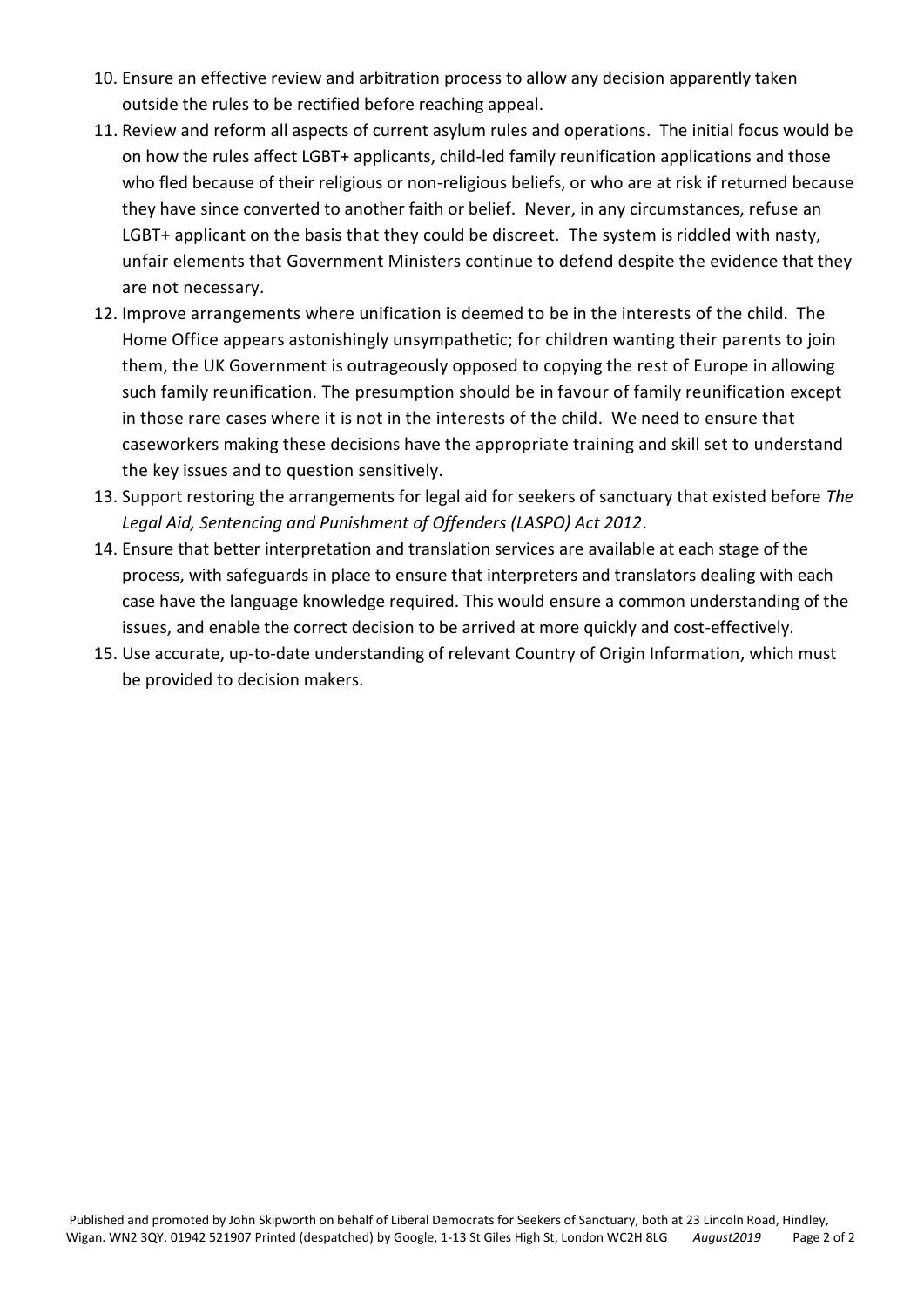10. Ensure an effective review and arbitration process to allow any decision apparently taken outside the rules to be rectified before reaching appeal.
11. Review and reform all aspects of current asylum rules and operations. The initial focus would be on how the rules affect LGBT+ applicants, child-led family reunification applications and those who fled because of their religious or non-religious beliefs, or who are at risk if returned because they have since converted to another faith or belief. Never, in any circumstances, refuse an LGBT+ applicant on the basis that they could be discreet. The system is riddled with nasty, unfair elements that Government Ministers continue to defend despite the evidence that they are not necessary.
12. Improve arrangements where unification is deemed to be in the interests of the child. The Home Office appears astonishingly unsympathetic; for children wanting their parents to join them, the UK Government is outrageously opposed to copying the rest of Europe in allowing such family reunification. The presumption should be in favour of family reunification except in those rare cases where it is not in the interests of the child. We need to ensure that caseworkers making these decisions have the appropriate training and skill set to understand the key issues and to question sensitively.
13. Support restoring the arrangements for legal aid for seekers of sanctuary that existed before *The Legal Aid, Sentencing and Punishment of Offenders (LASPO) Act 2012*.
14. Ensure that better interpretation and translation services are available at each stage of the process, with safeguards in place to ensure that interpreters and translators dealing with each case have the language knowledge required. This would ensure a common understanding of the issues, and enable the correct decision to be arrived at more quickly and cost-effectively.
15. Use accurate, up-to-date understanding of relevant Country of Origin Information, which must be provided to decision makers.